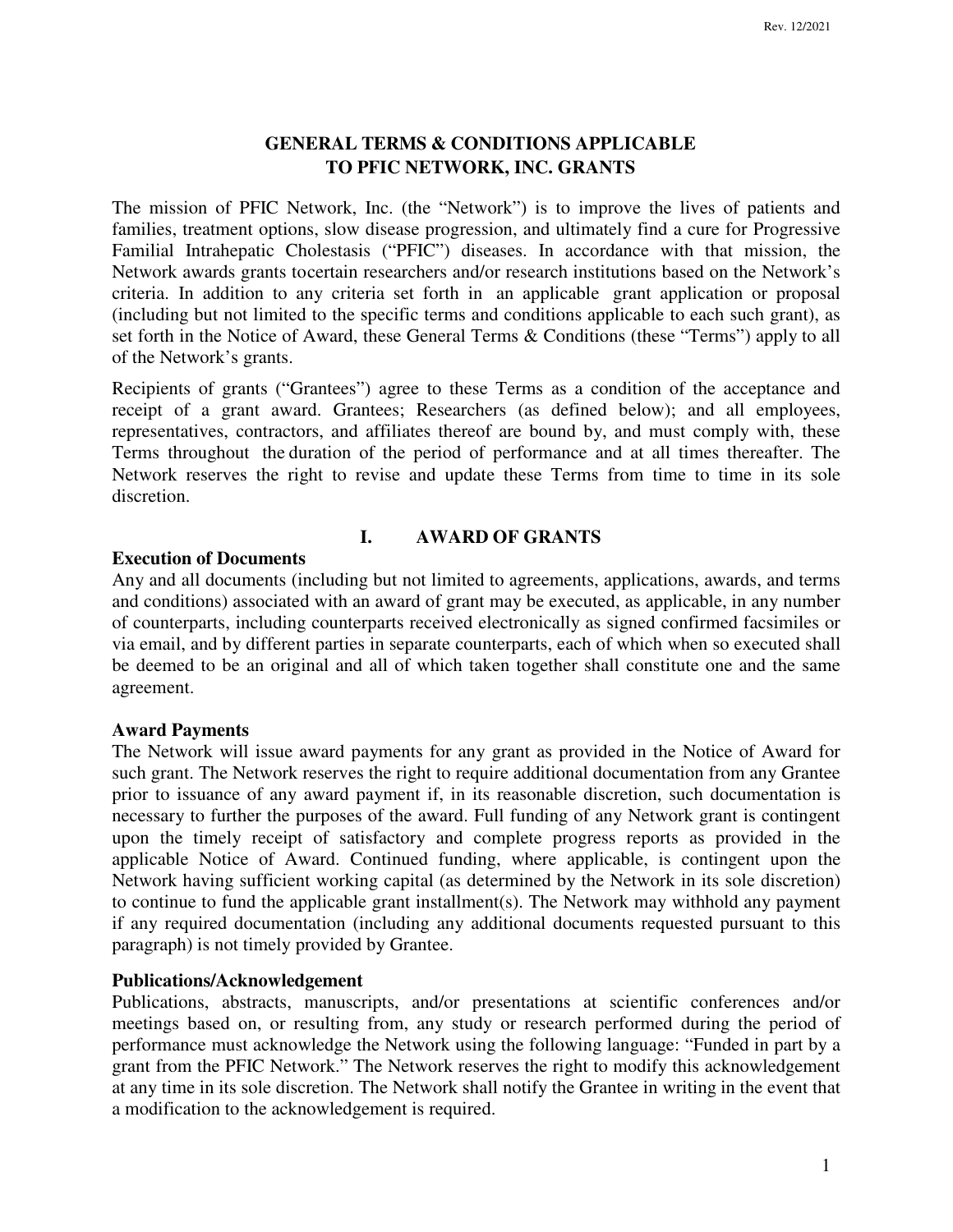# GENERAL TERMS & CONDITIONS APPLICABLE TO PFIC NETWORK, INC. GRANTS

The mission of PFIC Network, Inc. (the "Network") is to improve the lives of patients and families, treatment options, slow disease progression, and ultimately find a cure for Progressive Familial Intrahepatic Cholestasis ("PFIC") diseases. In accordance with that mission, the Network awards grants tocertain researchers and/or research institutions based on the Network's criteria. In addition to any criteria set forth in an applicable grant application or proposal (including but not limited to the specific terms and conditions applicable to each such grant), as set forth in the Notice of Award, these General Terms & Conditions (these "Terms") apply to all of the Network's grants.

Recipients of grants ("Grantees") agree to these Terms as a condition of the acceptance and receipt of a grant award. Grantees; Researchers (as defined below); and all employees, representatives, contractors, and affiliates thereof are bound by, and must comply with, these Terms throughout the duration of the period of performance and at all times thereafter. The Network reserves the right to revise and update these Terms from time to time in its sole discretion.

## I. AWARD OF GRANTS

### Execution of Documents

Any and all documents (including but not limited to agreements, applications, awards, and terms and conditions) associated with an award of grant may be executed, as applicable, in any number of counterparts, including counterparts received electronically as signed confirmed facsimiles or via email, and by different parties in separate counterparts, each of which when so executed shall be deemed to be an original and all of which taken together shall constitute one and the same agreement.

### Award Payments

The Network will issue award payments for any grant as provided in the Notice of Award for such grant. The Network reserves the right to require additional documentation from any Grantee prior to issuance of any award payment if, in its reasonable discretion, such documentation is necessary to further the purposes of the award. Full funding of any Network grant is contingent upon the timely receipt of satisfactory and complete progress reports as provided in the applicable Notice of Award. Continued funding, where applicable, is contingent upon the Network having sufficient working capital (as determined by the Network in its sole discretion) to continue to fund the applicable grant installment(s). The Network may withhold any payment if any required documentation (including any additional documents requested pursuant to this paragraph) is not timely provided by Grantee.

### Publications/Acknowledgement

Publications, abstracts, manuscripts, and/or presentations at scientific conferences and/or meetings based on, or resulting from, any study or research performed during the period of performance must acknowledge the Network using the following language: "Funded in part by a grant from the PFIC Network." The Network reserves the right to modify this acknowledgement at any time in its sole discretion. The Network shall notify the Grantee in writing in the event that a modification to the acknowledgement is required.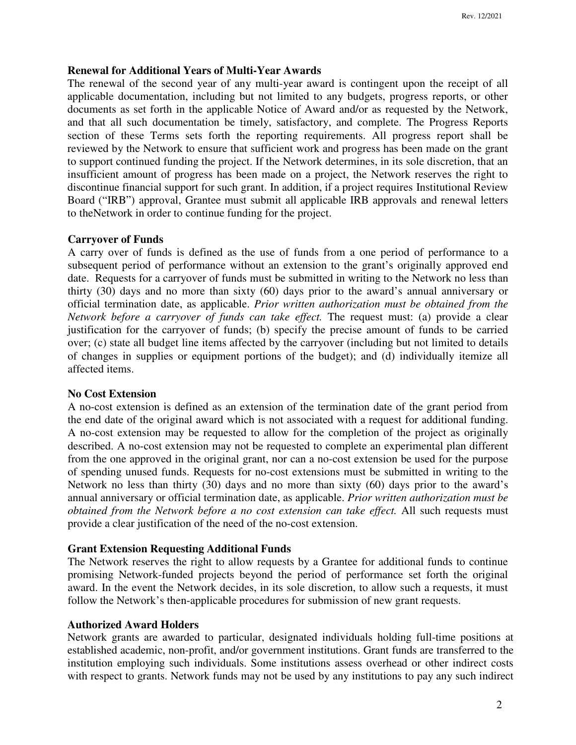**Renewal for Additional Years of Multi-Year Awards**

The renewal of the second year of any multi-year award is contingent upon the receipt of all applicable documentation, including but not limited to any budgets, progress reports, or other documents as set forth in the applicable Notice of Award and/or as requested by the Network, and that all such documentation be timely, satisfactory, and complete. The Progress Reports section of these Terms sets forth the reporting requirements. All progress report shall be reviewed by the Network to ensure that sufficient work and progress has been made on the grant to support continued funding the project. If the Network determines, in its sole discretion, that an insufficient amount of progress has been made on a project, the Network reserves the right to discontinue financial support for such grant. In addition, if a project requires Institutional Review Board ("IRB") approval, Grantee must submit all applicable IRB approvals and renewal letters to theNetwork in order to continue funding for the project.

**Carryover of Funds**

A carry over of funds is defined as the use of funds from a one period of performance to a subsequent period of performance without an extension to the grant's originally approved end date. Requests for a carryover of funds must be submitted in writing to the Network no less than thirty (30) days and no more than sixty (60) days prior to the award's annual anniversary or official termination date, as applicable. *Prior written authorization must be obtained from the Network before a carryover of funds can take effect.* The request must: (a) provide a clear justification for the carryover of funds; (b) specify the precise amount of funds to be carried over; (c) state all budget line items affected by the carryover (including but not limited to details of changes in supplies or equipment portions of the budget); and (d) individually itemize all affected items.

**No Cost Extension**

A no-cost extension is defined as an extension of the termination date of the grant period from the end date of the original award which is not associated with a request for additional funding. A no-cost extension may be requested to allow for the completion of the project as originally described. A no-cost extension may not be requested to complete an experimental plan different from the one approved in the original grant, nor can a no-cost extension be used for the purpose of spending unused funds. Requests for no-cost extensions must be submitted in writing to the Network no less than thirty (30) days and no more than sixty (60) days prior to the award's annual anniversary or official termination date, as applicable. *Prior written authorization must be obtained from the Network before a no cost extension can take effect.* All such requests must provide a clear justification of the need of the no-cost extension.

**Grant Extension Requesting Additional Funds**

The Network reserves the right to allow requests by a Grantee for additional funds to continue promising Network-funded projects beyond the period of performance set forth the original award. In the event the Network decides, in its sole discretion, to allow such a requests, it must follow the Network's then-applicable procedures for submission of new grant requests.

**Authorized Award Holders**

Network grants are awarded to particular, designated individuals holding full-time positions at established academic, non-profit, and/or government institutions. Grant funds are transferred to the institution employing such individuals. Some institutions assess overhead or other indirect costs with respect to grants. Network funds may not be used by any institutions to pay any such indirect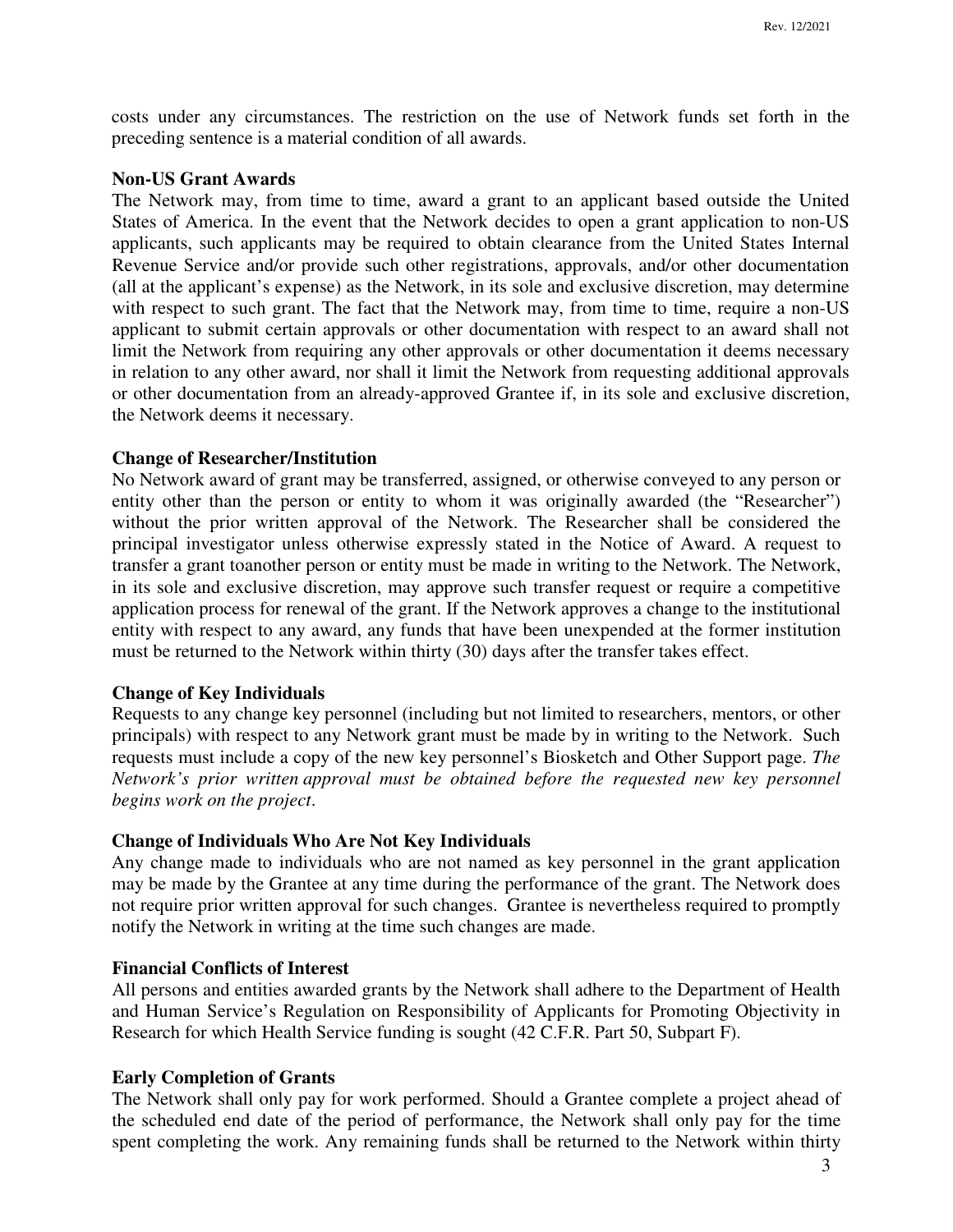costs under any circumstances. The restriction on the use of Network funds set forth in the preceding sentence is a material condition of all awards.

**Non-US Grant Awards**

The Network may, from time to time, award a grant to an applicant based outside the United States of America. In the event that the Network decides to open a grant application to non-US applicants, such applicants may be required to obtain clearance from the United States Internal Revenue Service and/or provide such other registrations, approvals, and/or other documentation (all at the applicant's expense) as the Network, in its sole and exclusive discretion, may determine with respect to such grant. The fact that the Network may, from time to time, require a non-US applicant to submit certain approvals or other documentation with respect to an award shall not limit the Network from requiring any other approvals or other documentation it deems necessary in relation to any other award, nor shall it limit the Network from requesting additional approvals or other documentation from an already-approved Grantee if, in its sole and exclusive discretion, the Network deems it necessary.

**Change of Researcher/Institution**

No Network award of grant may be transferred, assigned, or otherwise conveyed to any person or entity other than the person or entity to whom it was originally awarded (the "Researcher") without the prior written approval of the Network. The Researcher shall be considered the principal investigator unless otherwise expressly stated in the Notice of Award. A request to transfer a grant toanother person or entity must be made in writing to the Network. The Network, in its sole and exclusive discretion, may approve such transfer request or require a competitive application process for renewal of the grant. If the Network approves a change to the institutional entity with respect to any award, any funds that have been unexpended at the former institution must be returned to the Network within thirty (30) days after the transfer takes effect.

**Change of Key Individuals**

Requests to any change key personnel (including but not limited to researchers, mentors, or other principals) with respect to any Network grant must be made by in writing to the Network. Such requests must include a copy of the new key personnel's Biosketch and Other Support page. *The Network's prior written approval must be obtained before the requested new key personnel begins work on the project*.

**Change of Individuals Who Are Not Key Individuals**

Any change made to individuals who are not named as key personnel in the grant application may be made by the Grantee at any time during the performance of the grant. The Network does not require prior written approval for such changes. Grantee is nevertheless required to promptly notify the Network in writing at the time such changes are made.

**Financial Conflicts of Interest**

All persons and entities awarded grants by the Network shall adhere to the Department of Health and Human Service's Regulation on Responsibility of Applicants for Promoting Objectivity in Research for which Health Service funding is sought (42 C.F.R. Part 50, Subpart F).

**Early Completion of Grants**

The Network shall only pay for work performed. Should a Grantee complete a project ahead of the scheduled end date of the period of performance, the Network shall only pay for the time spent completing the work. Any remaining funds shall be returned to the Network within thirty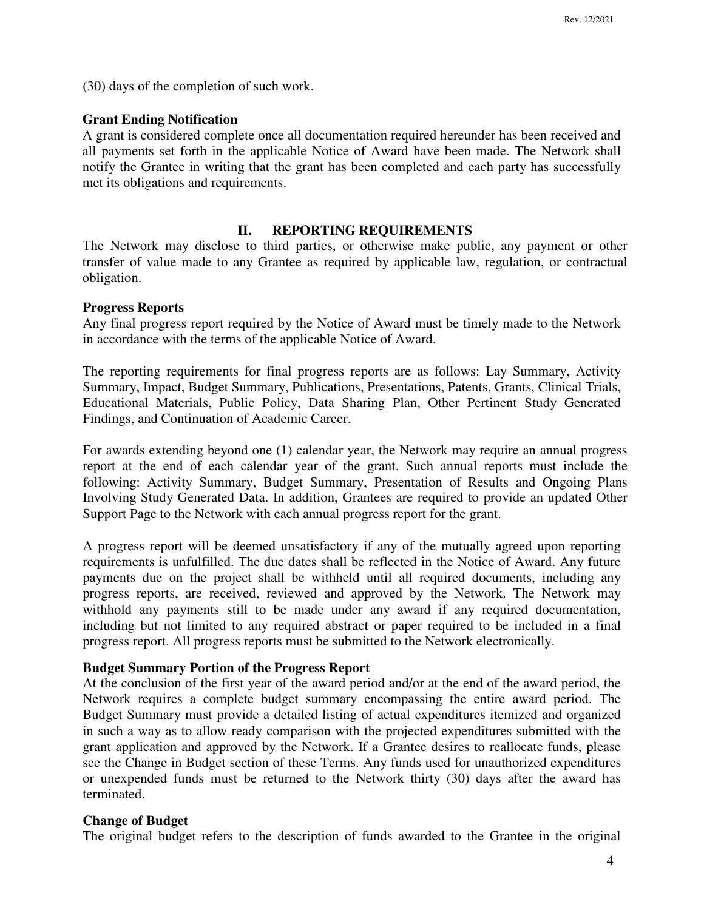(30) days of the completion of such work.

**Grant Ending Notification**

A grant is considered complete once all documentation required hereunder has been received and all payments set forth in the applicable Notice of Award have been made. The Network shall notify the Grantee in writing that the grant has been completed and each party has successfully met its obligations and requirements.

## II. REPORTING REQUIREMENTS

The Network may disclose to third parties, or otherwise make public, any payment or other transfer of value made to any Grantee as required by applicable law, regulation, or contractual obligation.

**Progress Reports**

Any final progress report required by the Notice of Award must be timely made to the Network in accordance with the terms of the applicable Notice of Award.

The reporting requirements for final progress reports are as follows: Lay Summary, Activity Summary, Impact, Budget Summary, Publications, Presentations, Patents, Grants, Clinical Trials, Educational Materials, Public Policy, Data Sharing Plan, Other Pertinent Study Generated Findings, and Continuation of Academic Career.

For awards extending beyond one (1) calendar year, the Network may require an annual progress report at the end of each calendar year of the grant. Such annual reports must include the following: Activity Summary, Budget Summary, Presentation of Results and Ongoing Plans Involving Study Generated Data. In addition, Grantees are required to provide an updated Other Support Page to the Network with each annual progress report for the grant.

A progress report will be deemed unsatisfactory if any of the mutually agreed upon reporting requirements is unfulfilled. The due dates shall be reflected in the Notice of Award. Any future payments due on the project shall be withheld until all required documents, including any progress reports, are received, reviewed and approved by the Network. The Network may withhold any payments still to be made under any award if any required documentation, including but not limited to any required abstract or paper required to be included in a final progress report. All progress reports must be submitted to the Network electronically.

**Budget Summary Portion of the Progress Report**

At the conclusion of the first year of the award period and/or at the end of the award period, the Network requires a complete budget summary encompassing the entire award period. The Budget Summary must provide a detailed listing of actual expenditures itemized and organized in such a way as to allow ready comparison with the projected expenditures submitted with the grant application and approved by the Network. If a Grantee desires to reallocate funds, please see the Change in Budget section of these Terms. Any funds used for unauthorized expenditures or unexpended funds must be returned to the Network thirty (30) days after the award has terminated.

**Change of Budget**

The original budget refers to the description of funds awarded to the Grantee in the original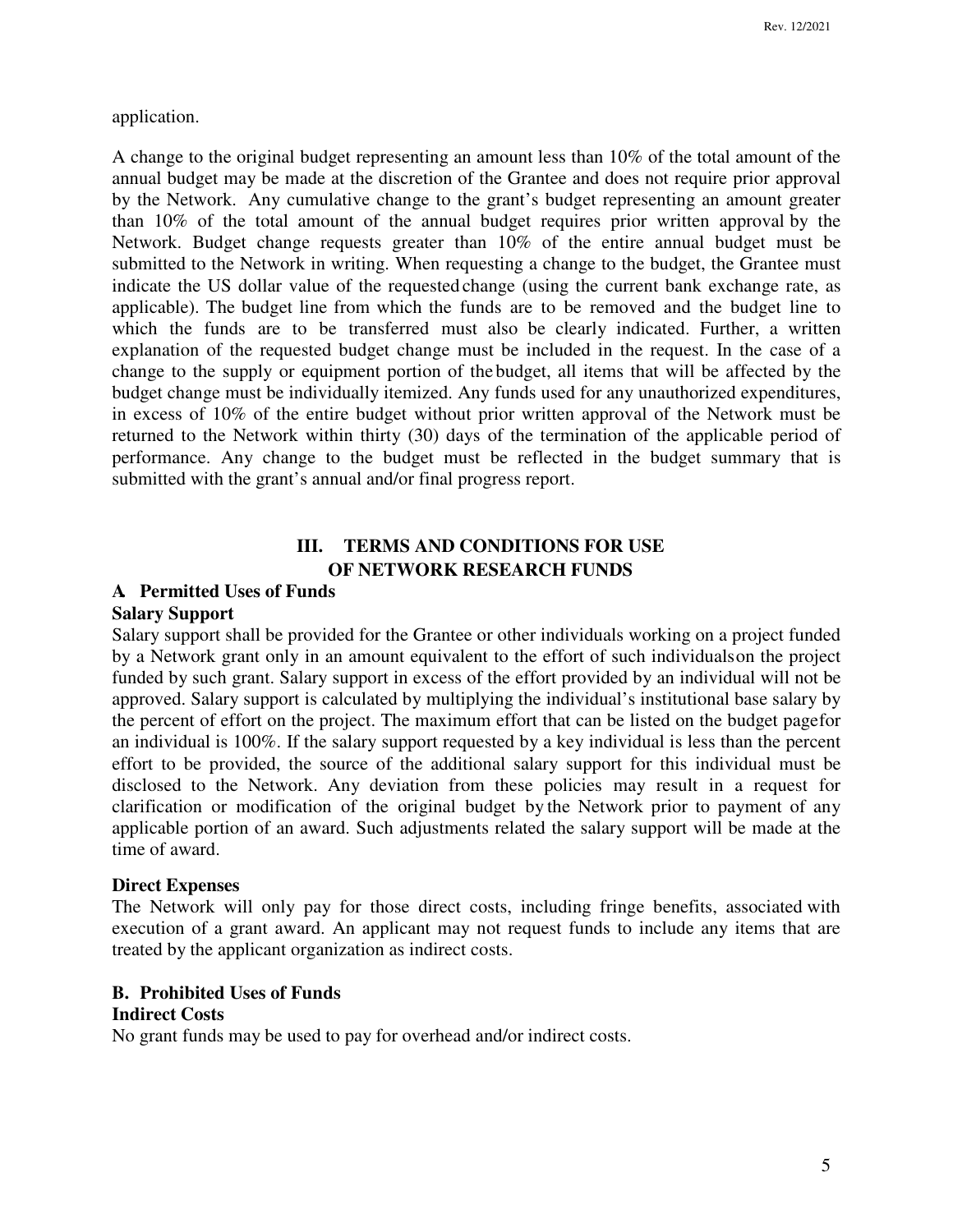application.

A change to the original budget representing an amount less than 10% of the total amount of the annual budget may be made at the discretion of the Grantee and does not require prior approval by the Network. Any cumulative change to the grant's budget representing an amount greater than 10% of the total amount of the annual budget requires prior written approval by the Network. Budget change requests greater than 10% of the entire annual budget must be submitted to the Network in writing. When requesting a change to the budget, the Grantee must indicate the US dollar value of the requested change (using the current bank exchange rate, as applicable). The budget line from which the funds are to be removed and the budget line to which the funds are to be transferred must also be clearly indicated. Further, a written explanation of the requested budget change must be included in the request. In the case of a change to the supply or equipment portion of the budget, all items that will be affected by the budget change must be individually itemized. Any funds used for any unauthorized expenditures, in excess of 10% of the entire budget without prior written approval of the Network must be returned to the Network within thirty (30) days of the termination of the applicable period of performance. Any change to the budget must be reflected in the budget summary that is submitted with the grant's annual and/or final progress report.

## III. TERMS AND CONDITIONS FOR USE OF NETWORK RESEARCH FUNDS

### A. Permitted Uses of Funds

**Salary Support**

Salary support shall be provided for the Grantee or other individuals working on a project funded by a Network grant only in an amount equivalent to the effort of such individuals on the project funded by such grant. Salary support in excess of the effort provided by an individual will not be approved. Salary support is calculated by multiplying the individual's institutional base salary by the percent of effort on the project. The maximum effort that can be listed on the budget page for an individual is 100%. If the salary support requested by a key individual is less than the percent effort to be provided, the source of the additional salary support for this individual must be disclosed to the Network. Any deviation from these policies may result in a request for clarification or modification of the original budget by the Network prior to payment of any applicable portion of an award. Such adjustments related the salary support will be made at the time of award.

**Direct Expenses**

The Network will only pay for those direct costs, including fringe benefits, associated with execution of a grant award. An applicant may not request funds to include any items that are treated by the applicant organization as indirect costs.

### B. Prohibited Uses of Funds

**Indirect Costs**

No grant funds may be used to pay for overhead and/or indirect costs.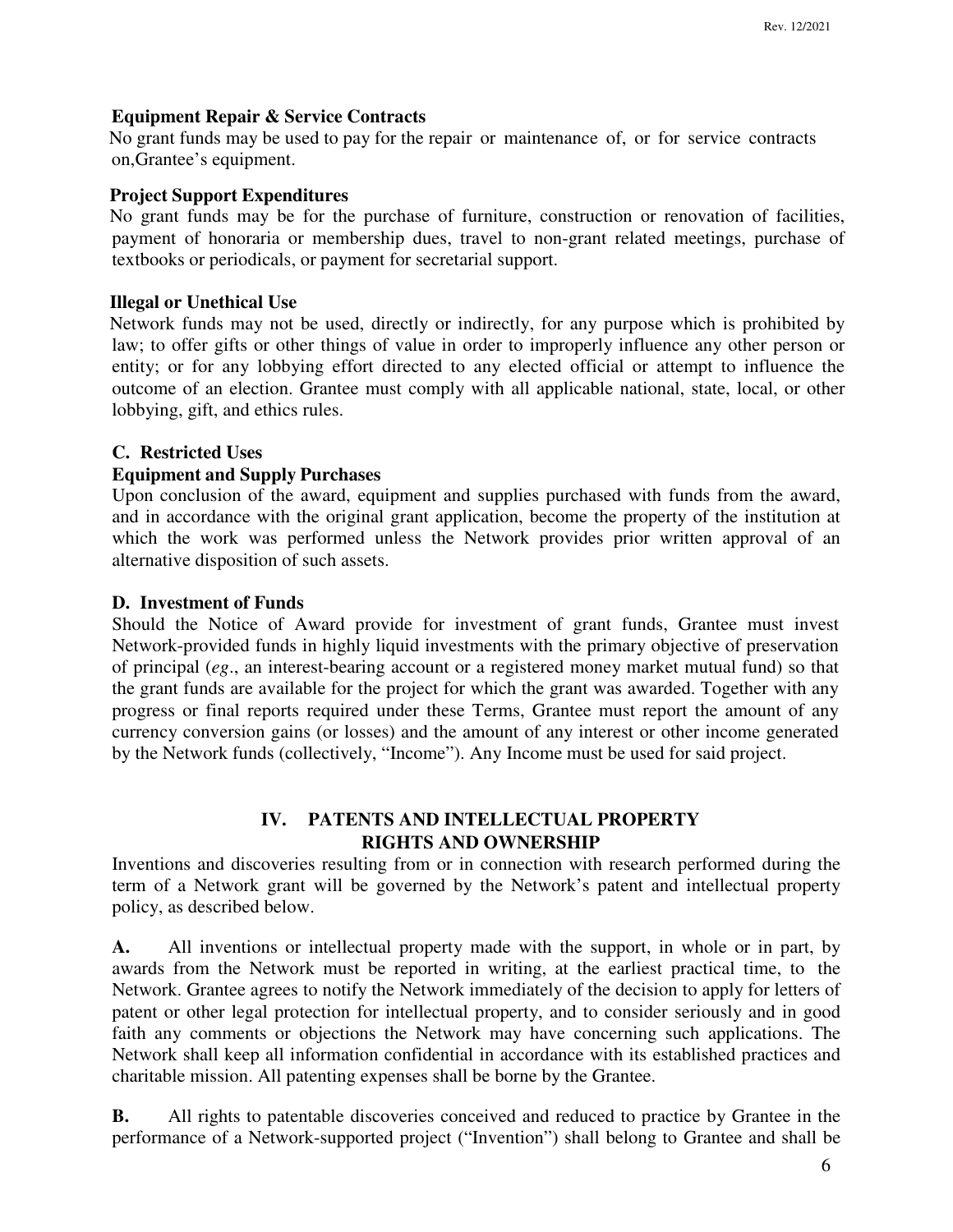**Equipment Repair & Service Contracts**

No grant funds may be used to pay for the repair or maintenance of, or for service contracts on,Grantee's equipment.

**Project Support Expenditures**

No grant funds may be for the purchase of furniture, construction or renovation of facilities, payment of honoraria or membership dues, travel to non-grant related meetings, purchase of textbooks or periodicals, or payment for secretarial support.

**Illegal or Unethical Use**

Network funds may not be used, directly or indirectly, for any purpose which is prohibited by law; to offer gifts or other things of value in order to improperly influence any other person or entity; or for any lobbying effort directed to any elected official or attempt to influence the outcome of an election. Grantee must comply with all applicable national, state, local, or other lobbying, gift, and ethics rules.

**C. Restricted Uses**

**Equipment and Supply Purchases**

Upon conclusion of the award, equipment and supplies purchased with funds from the award, and in accordance with the original grant application, become the property of the institution at which the work was performed unless the Network provides prior written approval of an alternative disposition of such assets.

**D. Investment of Funds**

Should the Notice of Award provide for investment of grant funds, Grantee must invest Network-provided funds in highly liquid investments with the primary objective of preservation of principal (*eg*., an interest-bearing account or a registered money market mutual fund) so that the grant funds are available for the project for which the grant was awarded. Together with any progress or final reports required under these Terms, Grantee must report the amount of any currency conversion gains (or losses) and the amount of any interest or other income generated by the Network funds (collectively, "Income"). Any Income must be used for said project.

## IV. PATENTS AND INTELLECTUAL PROPERTY RIGHTS AND OWNERSHIP

Inventions and discoveries resulting from or in connection with research performed during the term of a Network grant will be governed by the Network's patent and intellectual property policy, as described below.

**A.** All inventions or intellectual property made with the support, in whole or in part, by awards from the Network must be reported in writing, at the earliest practical time, to the Network. Grantee agrees to notify the Network immediately of the decision to apply for letters of patent or other legal protection for intellectual property, and to consider seriously and in good faith any comments or objections the Network may have concerning such applications. The Network shall keep all information confidential in accordance with its established practices and charitable mission. All patenting expenses shall be borne by the Grantee.

**B.** All rights to patentable discoveries conceived and reduced to practice by Grantee in the performance of a Network-supported project ("Invention") shall belong to Grantee and shall be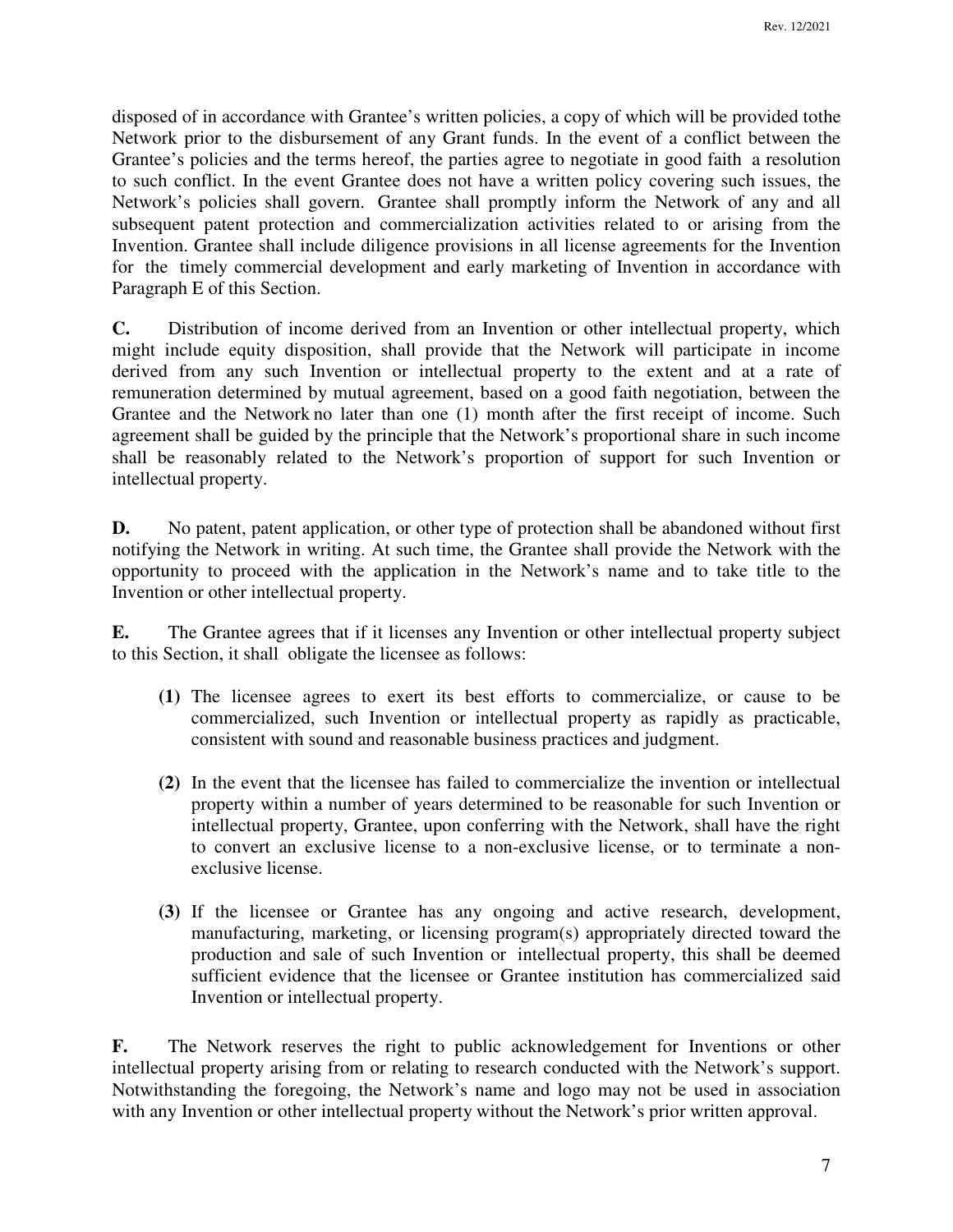disposed of in accordance with Grantee's written policies, a copy of which will be provided tothe Network prior to the disbursement of any Grant funds. In the event of a conflict between the Grantee's policies and the terms hereof, the parties agree to negotiate in good faith a resolution to such conflict. In the event Grantee does not have a written policy covering such issues, the Network's policies shall govern. Grantee shall promptly inform the Network of any and all subsequent patent protection and commercialization activities related to or arising from the Invention. Grantee shall include diligence provisions in all license agreements for the Invention for the timely commercial development and early marketing of Invention in accordance with Paragraph E of this Section.

**C.** Distribution of income derived from an Invention or other intellectual property, which might include equity disposition, shall provide that the Network will participate in income derived from any such Invention or intellectual property to the extent and at a rate of remuneration determined by mutual agreement, based on a good faith negotiation, between the Grantee and the Network no later than one (1) month after the first receipt of income. Such agreement shall be guided by the principle that the Network's proportional share in such income shall be reasonably related to the Network's proportion of support for such Invention or intellectual property.

**D.** No patent, patent application, or other type of protection shall be abandoned without first notifying the Network in writing. At such time, the Grantee shall provide the Network with the opportunity to proceed with the application in the Network's name and to take title to the Invention or other intellectual property.

**E.** The Grantee agrees that if it licenses any Invention or other intellectual property subject to this Section, it shall obligate the licensee as follows:

**(1)** The licensee agrees to exert its best efforts to commercialize, or cause to be commercialized, such Invention or intellectual property as rapidly as practicable, consistent with sound and reasonable business practices and judgment.

**(2)** In the event that the licensee has failed to commercialize the invention or intellectual property within a number of years determined to be reasonable for such Invention or intellectual property, Grantee, upon conferring with the Network, shall have the right to convert an exclusive license to a non-exclusive license, or to terminate a non-exclusive license.

**(3)** If the licensee or Grantee has any ongoing and active research, development, manufacturing, marketing, or licensing program(s) appropriately directed toward the production and sale of such Invention or intellectual property, this shall be deemed sufficient evidence that the licensee or Grantee institution has commercialized said Invention or intellectual property.

**F.** The Network reserves the right to public acknowledgement for Inventions or other intellectual property arising from or relating to research conducted with the Network's support. Notwithstanding the foregoing, the Network's name and logo may not be used in association with any Invention or other intellectual property without the Network's prior written approval.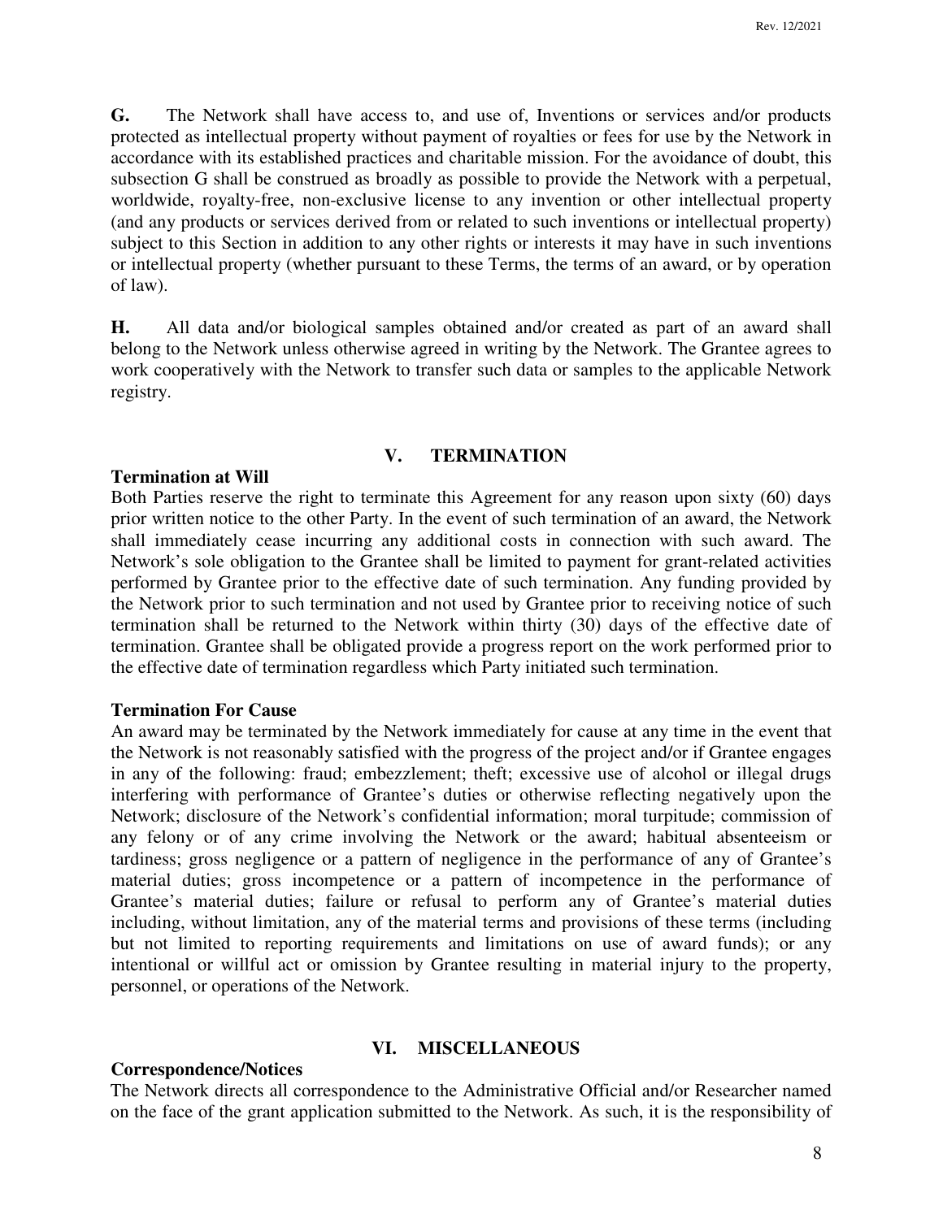**G.** The Network shall have access to, and use of, Inventions or services and/or products protected as intellectual property without payment of royalties or fees for use by the Network in accordance with its established practices and charitable mission. For the avoidance of doubt, this subsection G shall be construed as broadly as possible to provide the Network with a perpetual, worldwide, royalty-free, non-exclusive license to any invention or other intellectual property (and any products or services derived from or related to such inventions or intellectual property) subject to this Section in addition to any other rights or interests it may have in such inventions or intellectual property (whether pursuant to these Terms, the terms of an award, or by operation of law).

**H.** All data and/or biological samples obtained and/or created as part of an award shall belong to the Network unless otherwise agreed in writing by the Network. The Grantee agrees to work cooperatively with the Network to transfer such data or samples to the applicable Network registry.

## V. TERMINATION

**Termination at Will**

Both Parties reserve the right to terminate this Agreement for any reason upon sixty (60) days prior written notice to the other Party. In the event of such termination of an award, the Network shall immediately cease incurring any additional costs in connection with such award. The Network's sole obligation to the Grantee shall be limited to payment for grant-related activities performed by Grantee prior to the effective date of such termination. Any funding provided by the Network prior to such termination and not used by Grantee prior to receiving notice of such termination shall be returned to the Network within thirty (30) days of the effective date of termination. Grantee shall be obligated provide a progress report on the work performed prior to the effective date of termination regardless which Party initiated such termination.

**Termination For Cause**

An award may be terminated by the Network immediately for cause at any time in the event that the Network is not reasonably satisfied with the progress of the project and/or if Grantee engages in any of the following: fraud; embezzlement; theft; excessive use of alcohol or illegal drugs interfering with performance of Grantee's duties or otherwise reflecting negatively upon the Network; disclosure of the Network's confidential information; moral turpitude; commission of any felony or of any crime involving the Network or the award; habitual absenteeism or tardiness; gross negligence or a pattern of negligence in the performance of any of Grantee's material duties; gross incompetence or a pattern of incompetence in the performance of Grantee's material duties; failure or refusal to perform any of Grantee's material duties including, without limitation, any of the material terms and provisions of these terms (including but not limited to reporting requirements and limitations on use of award funds); or any intentional or willful act or omission by Grantee resulting in material injury to the property, personnel, or operations of the Network.

## VI. MISCELLANEOUS

**Correspondence/Notices**

The Network directs all correspondence to the Administrative Official and/or Researcher named on the face of the grant application submitted to the Network. As such, it is the responsibility of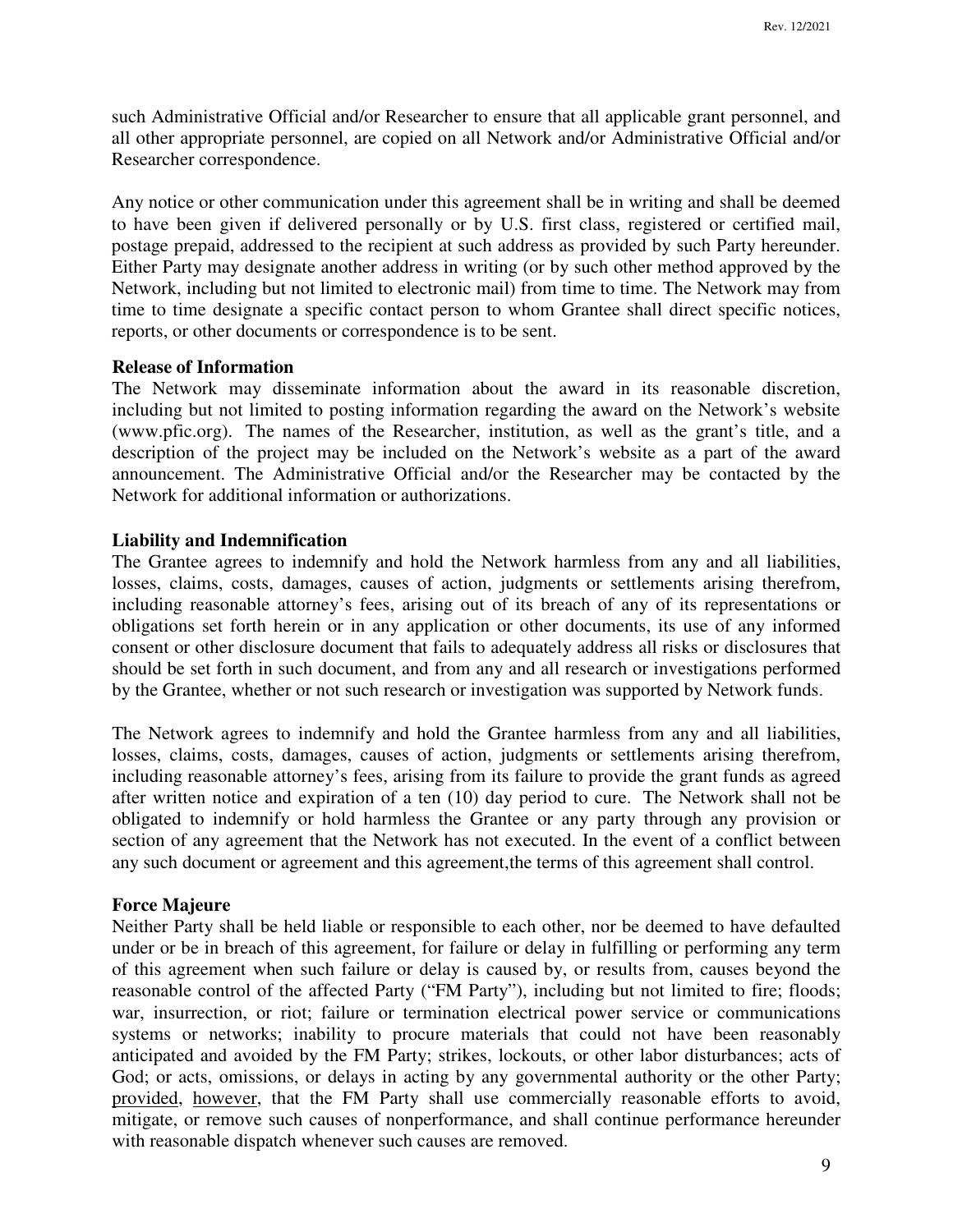such Administrative Official and/or Researcher to ensure that all applicable grant personnel, and all other appropriate personnel, are copied on all Network and/or Administrative Official and/or Researcher correspondence.

Any notice or other communication under this agreement shall be in writing and shall be deemed to have been given if delivered personally or by U.S. first class, registered or certified mail, postage prepaid, addressed to the recipient at such address as provided by such Party hereunder. Either Party may designate another address in writing (or by such other method approved by the Network, including but not limited to electronic mail) from time to time. The Network may from time to time designate a specific contact person to whom Grantee shall direct specific notices, reports, or other documents or correspondence is to be sent.

**Release of Information**

The Network may disseminate information about the award in its reasonable discretion, including but not limited to posting information regarding the award on the Network's website (www.pfic.org). The names of the Researcher, institution, as well as the grant's title, and a description of the project may be included on the Network's website as a part of the award announcement. The Administrative Official and/or the Researcher may be contacted by the Network for additional information or authorizations.

**Liability and Indemnification**

The Grantee agrees to indemnify and hold the Network harmless from any and all liabilities, losses, claims, costs, damages, causes of action, judgments or settlements arising therefrom, including reasonable attorney's fees, arising out of its breach of any of its representations or obligations set forth herein or in any application or other documents, its use of any informed consent or other disclosure document that fails to adequately address all risks or disclosures that should be set forth in such document, and from any and all research or investigations performed by the Grantee, whether or not such research or investigation was supported by Network funds.

The Network agrees to indemnify and hold the Grantee harmless from any and all liabilities, losses, claims, costs, damages, causes of action, judgments or settlements arising therefrom, including reasonable attorney's fees, arising from its failure to provide the grant funds as agreed after written notice and expiration of a ten (10) day period to cure. The Network shall not be obligated to indemnify or hold harmless the Grantee or any party through any provision or section of any agreement that the Network has not executed. In the event of a conflict between any such document or agreement and this agreement,the terms of this agreement shall control.

**Force Majeure**

Neither Party shall be held liable or responsible to each other, nor be deemed to have defaulted under or be in breach of this agreement, for failure or delay in fulfilling or performing any term of this agreement when such failure or delay is caused by, or results from, causes beyond the reasonable control of the affected Party ("FM Party"), including but not limited to fire; floods; war, insurrection, or riot; failure or termination electrical power service or communications systems or networks; inability to procure materials that could not have been reasonably anticipated and avoided by the FM Party; strikes, lockouts, or other labor disturbances; acts of God; or acts, omissions, or delays in acting by any governmental authority or the other Party; provided, however, that the FM Party shall use commercially reasonable efforts to avoid, mitigate, or remove such causes of nonperformance, and shall continue performance hereunder with reasonable dispatch whenever such causes are removed.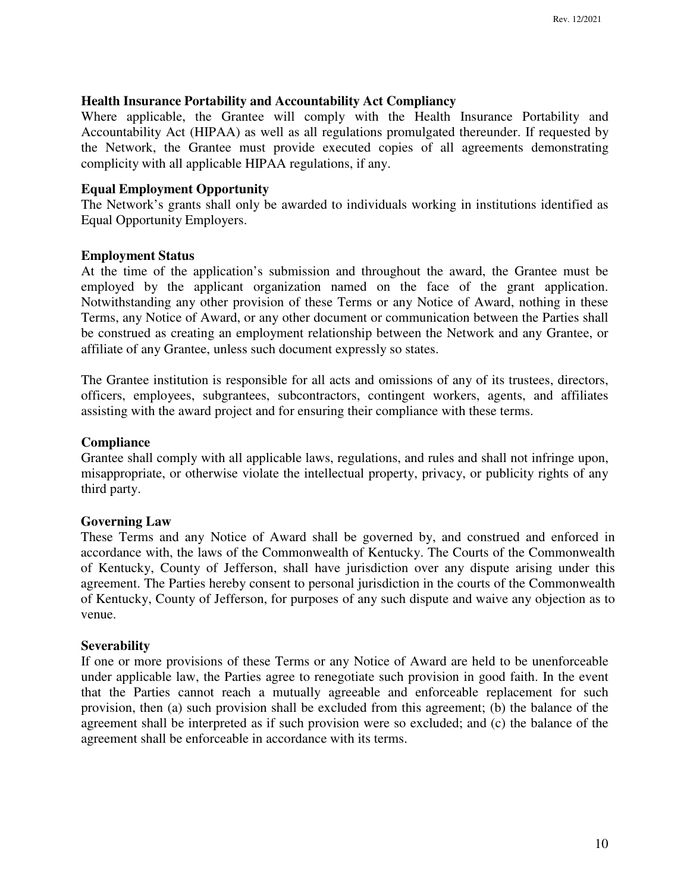**Health Insurance Portability and Accountability Act Compliancy**
Where applicable, the Grantee will comply with the Health Insurance Portability and Accountability Act (HIPAA) as well as all regulations promulgated thereunder. If requested by the Network, the Grantee must provide executed copies of all agreements demonstrating complicity with all applicable HIPAA regulations, if any.

**Equal Employment Opportunity**
The Network's grants shall only be awarded to individuals working in institutions identified as Equal Opportunity Employers.

**Employment Status**
At the time of the application's submission and throughout the award, the Grantee must be employed by the applicant organization named on the face of the grant application. Notwithstanding any other provision of these Terms or any Notice of Award, nothing in these Terms, any Notice of Award, or any other document or communication between the Parties shall be construed as creating an employment relationship between the Network and any Grantee, or affiliate of any Grantee, unless such document expressly so states.

The Grantee institution is responsible for all acts and omissions of any of its trustees, directors, officers, employees, subgrantees, subcontractors, contingent workers, agents, and affiliates assisting with the award project and for ensuring their compliance with these terms.

**Compliance**
Grantee shall comply with all applicable laws, regulations, and rules and shall not infringe upon, misappropriate, or otherwise violate the intellectual property, privacy, or publicity rights of any third party.

**Governing Law**
These Terms and any Notice of Award shall be governed by, and construed and enforced in accordance with, the laws of the Commonwealth of Kentucky. The Courts of the Commonwealth of Kentucky, County of Jefferson, shall have jurisdiction over any dispute arising under this agreement. The Parties hereby consent to personal jurisdiction in the courts of the Commonwealth of Kentucky, County of Jefferson, for purposes of any such dispute and waive any objection as to venue.

**Severability**
If one or more provisions of these Terms or any Notice of Award are held to be unenforceable under applicable law, the Parties agree to renegotiate such provision in good faith. In the event that the Parties cannot reach a mutually agreeable and enforceable replacement for such provision, then (a) such provision shall be excluded from this agreement; (b) the balance of the agreement shall be interpreted as if such provision were so excluded; and (c) the balance of the agreement shall be enforceable in accordance with its terms.